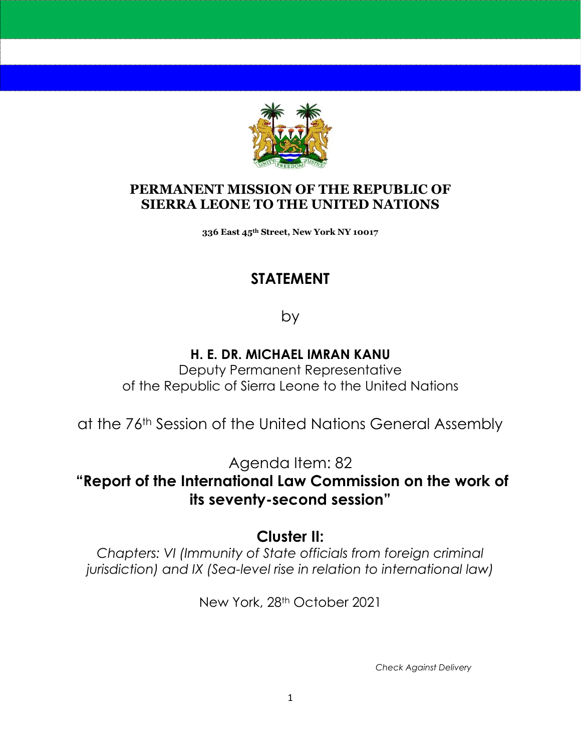**PERMANENT MISSION OF THE REPUBLIC OF SIERRA LEONE TO THE UNITED NATIONS**

**336 East 45th Street, New York NY 10017**

# STATEMENT

by

**H. E. DR. MICHAEL IMRAN KANU**

Deputy Permanent Representative
of the Republic of Sierra Leone to the United Nations

at the 76th Session of the United Nations General Assembly

Agenda Item: 82

## "Report of the International Law Commission on the work of its seventy-second session"

## Cluster II:

*Chapters: VI (Immunity of State officials from foreign criminal jurisdiction) and IX (Sea-level rise in relation to international law)*

New York, 28th October 2021

*Check Against Delivery*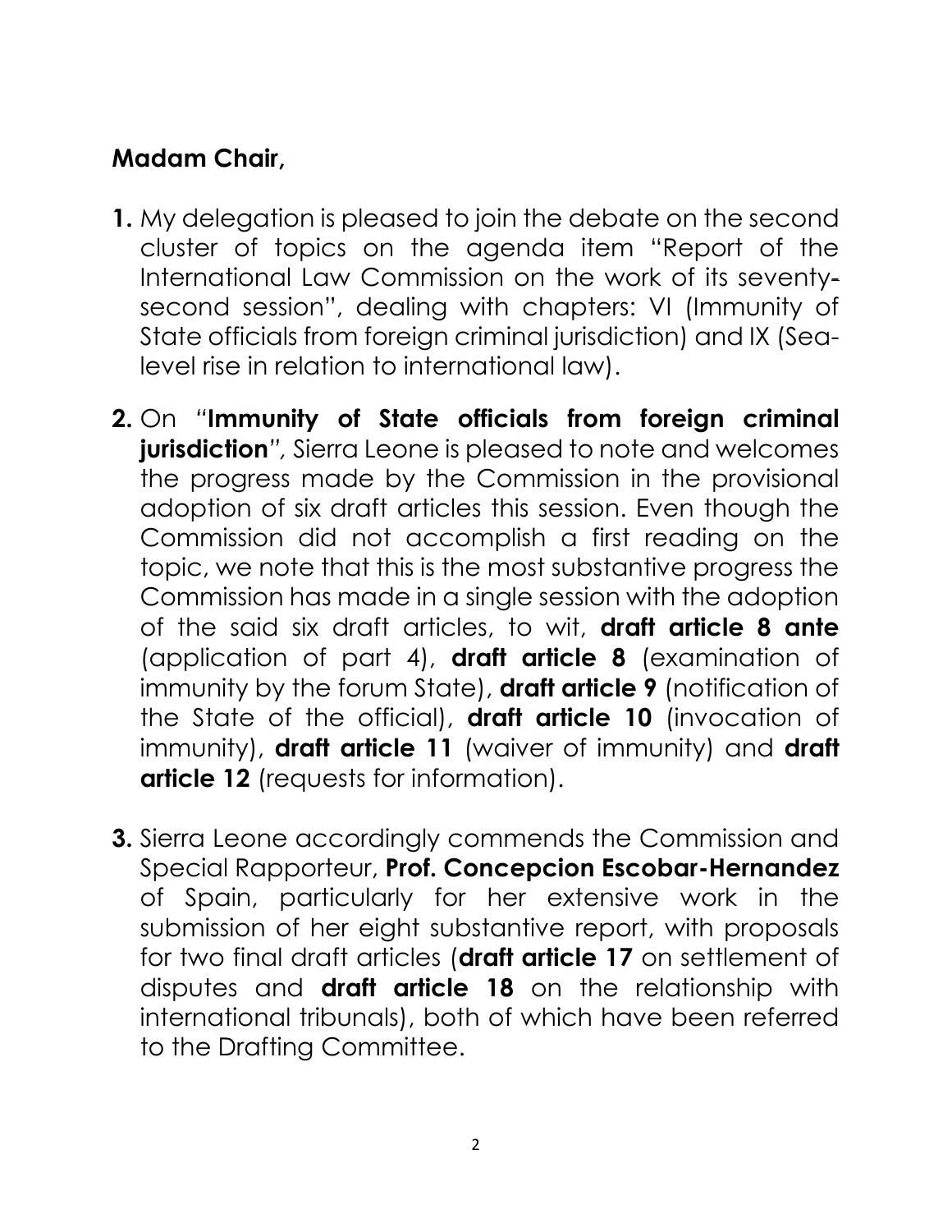**Madam Chair,**

**1.** My delegation is pleased to join the debate on the second cluster of topics on the agenda item "Report of the International Law Commission on the work of its seventy-second session", dealing with chapters: VI (Immunity of State officials from foreign criminal jurisdiction) and IX (Sea-level rise in relation to international law).

**2.** On "**Immunity of State officials from foreign criminal jurisdiction**", Sierra Leone is pleased to note and welcomes the progress made by the Commission in the provisional adoption of six draft articles this session. Even though the Commission did not accomplish a first reading on the topic, we note that this is the most substantive progress the Commission has made in a single session with the adoption of the said six draft articles, to wit, **draft article 8 ante** (application of part 4), **draft article 8** (examination of immunity by the forum State), **draft article 9** (notification of the State of the official), **draft article 10** (invocation of immunity), **draft article 11** (waiver of immunity) and **draft article 12** (requests for information).

**3.** Sierra Leone accordingly commends the Commission and Special Rapporteur, **Prof. Concepcion Escobar-Hernandez** of Spain, particularly for her extensive work in the submission of her eight substantive report, with proposals for two final draft articles (**draft article 17** on settlement of disputes and **draft article 18** on the relationship with international tribunals), both of which have been referred to the Drafting Committee.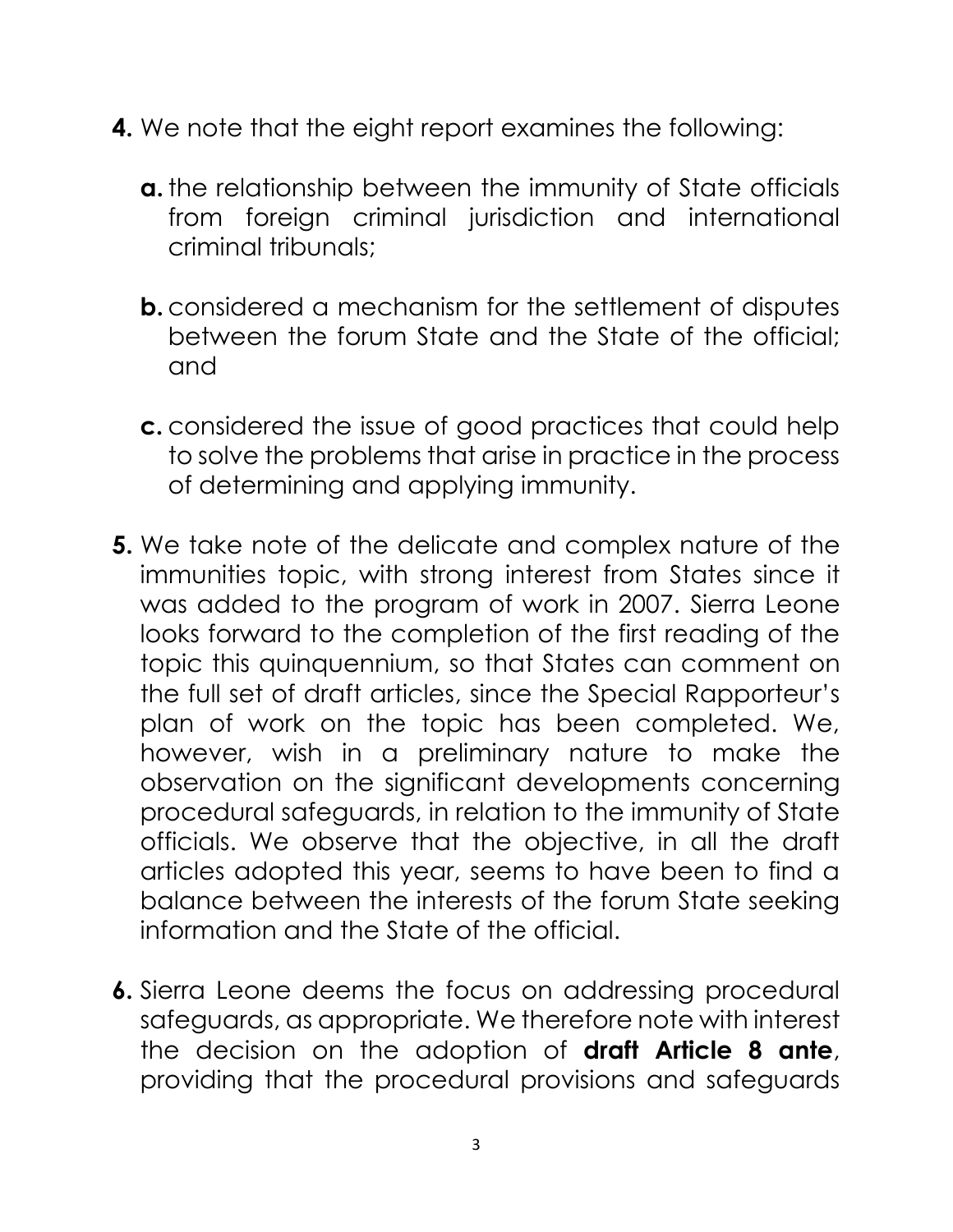**4.** We note that the eight report examines the following:

**a.** the relationship between the immunity of State officials from foreign criminal jurisdiction and international criminal tribunals;

**b.** considered a mechanism for the settlement of disputes between the forum State and the State of the official; and

**c.** considered the issue of good practices that could help to solve the problems that arise in practice in the process of determining and applying immunity.

**5.** We take note of the delicate and complex nature of the immunities topic, with strong interest from States since it was added to the program of work in 2007. Sierra Leone looks forward to the completion of the first reading of the topic this quinquennium, so that States can comment on the full set of draft articles, since the Special Rapporteur's plan of work on the topic has been completed. We, however, wish in a preliminary nature to make the observation on the significant developments concerning procedural safeguards, in relation to the immunity of State officials. We observe that the objective, in all the draft articles adopted this year, seems to have been to find a balance between the interests of the forum State seeking information and the State of the official.

**6.** Sierra Leone deems the focus on addressing procedural safeguards, as appropriate. We therefore note with interest the decision on the adoption of **draft Article 8 ante**, providing that the procedural provisions and safeguards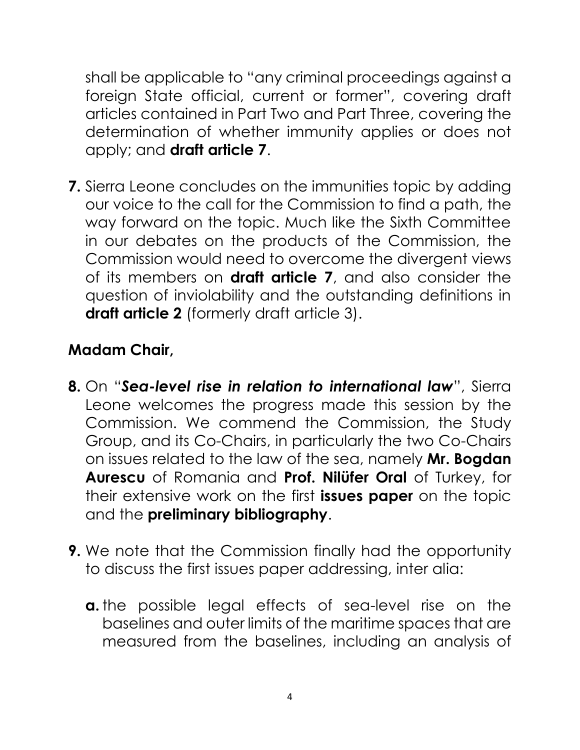shall be applicable to "any criminal proceedings against a foreign State official, current or former", covering draft articles contained in Part Two and Part Three, covering the determination of whether immunity applies or does not apply; and **draft article 7**.

**7.** Sierra Leone concludes on the immunities topic by adding our voice to the call for the Commission to find a path, the way forward on the topic. Much like the Sixth Committee in our debates on the products of the Commission, the Commission would need to overcome the divergent views of its members on **draft article 7**, and also consider the question of inviolability and the outstanding definitions in **draft article 2** (formerly draft article 3).

**Madam Chair,**

**8.** On "***Sea-level rise in relation to international law***", Sierra Leone welcomes the progress made this session by the Commission. We commend the Commission, the Study Group, and its Co-Chairs, in particularly the two Co-Chairs on issues related to the law of the sea, namely **Mr. Bogdan Aurescu** of Romania and **Prof. Nilüfer Oral** of Turkey, for their extensive work on the first **issues paper** on the topic and the **preliminary bibliography**.

**9.** We note that the Commission finally had the opportunity to discuss the first issues paper addressing, inter alia:

**a.** the possible legal effects of sea-level rise on the baselines and outer limits of the maritime spaces that are measured from the baselines, including an analysis of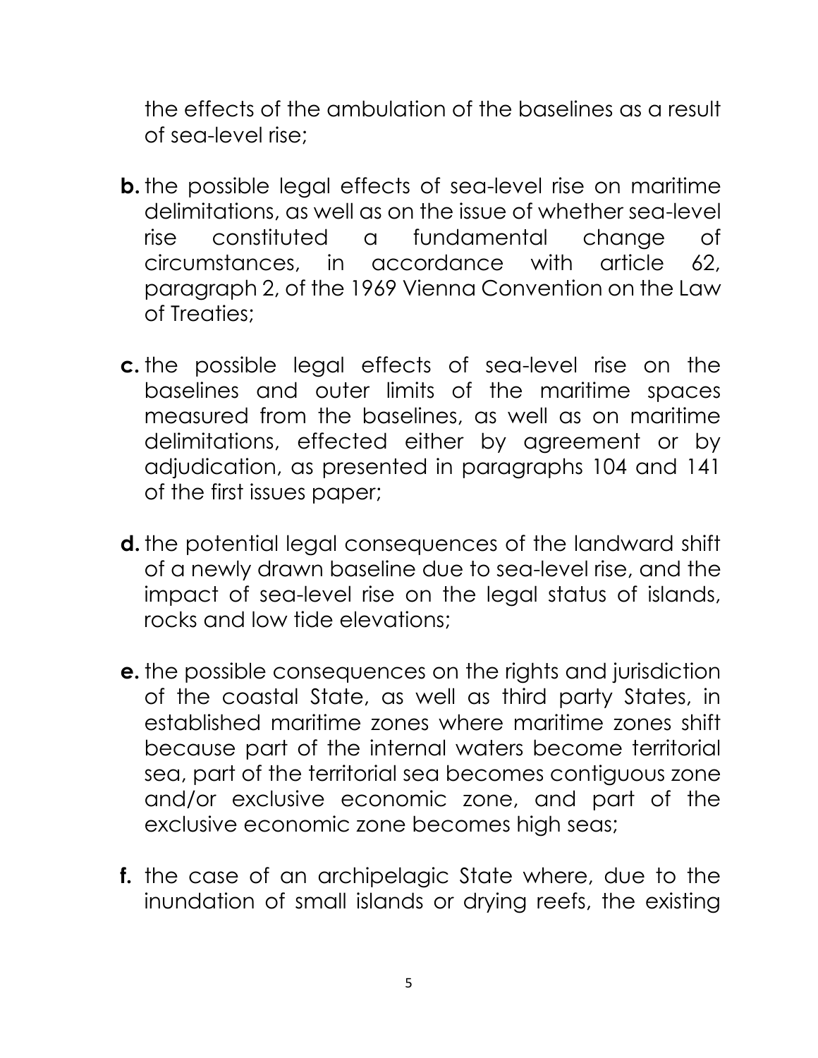the effects of the ambulation of the baselines as a result of sea-level rise;

**b.** the possible legal effects of sea-level rise on maritime delimitations, as well as on the issue of whether sea-level rise constituted a fundamental change of circumstances, in accordance with article 62, paragraph 2, of the 1969 Vienna Convention on the Law of Treaties;

**c.** the possible legal effects of sea-level rise on the baselines and outer limits of the maritime spaces measured from the baselines, as well as on maritime delimitations, effected either by agreement or by adjudication, as presented in paragraphs 104 and 141 of the first issues paper;

**d.** the potential legal consequences of the landward shift of a newly drawn baseline due to sea-level rise, and the impact of sea-level rise on the legal status of islands, rocks and low tide elevations;

**e.** the possible consequences on the rights and jurisdiction of the coastal State, as well as third party States, in established maritime zones where maritime zones shift because part of the internal waters become territorial sea, part of the territorial sea becomes contiguous zone and/or exclusive economic zone, and part of the exclusive economic zone becomes high seas;

**f.** the case of an archipelagic State where, due to the inundation of small islands or drying reefs, the existing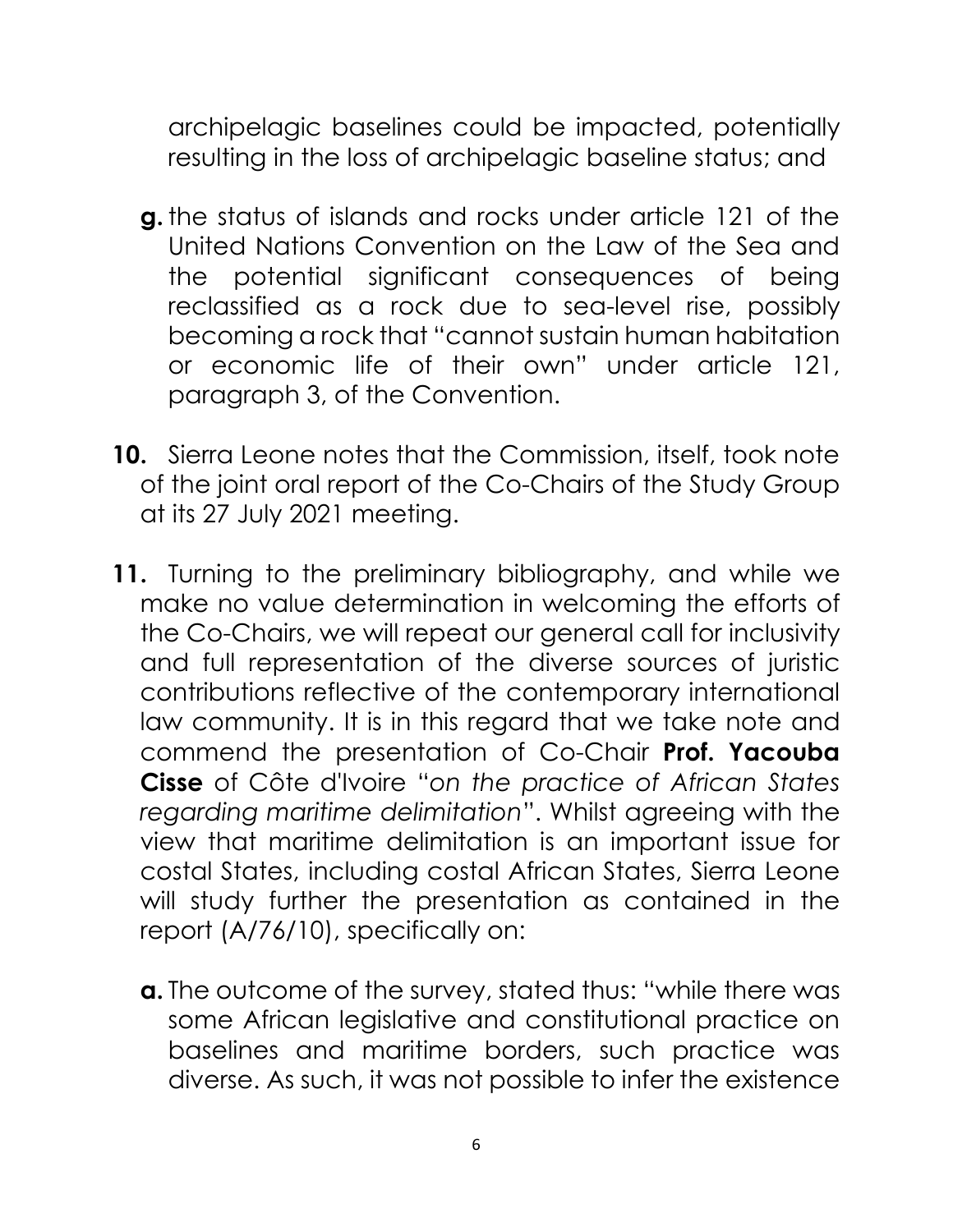archipelagic baselines could be impacted, potentially resulting in the loss of archipelagic baseline status; and

**g.** the status of islands and rocks under article 121 of the United Nations Convention on the Law of the Sea and the potential significant consequences of being reclassified as a rock due to sea-level rise, possibly becoming a rock that "cannot sustain human habitation or economic life of their own" under article 121, paragraph 3, of the Convention.

**10.** Sierra Leone notes that the Commission, itself, took note of the joint oral report of the Co-Chairs of the Study Group at its 27 July 2021 meeting.

**11.** Turning to the preliminary bibliography, and while we make no value determination in welcoming the efforts of the Co-Chairs, we will repeat our general call for inclusivity and full representation of the diverse sources of juristic contributions reflective of the contemporary international law community. It is in this regard that we take note and commend the presentation of Co-Chair **Prof. Yacouba Cisse** of Côte d'Ivoire "*on the practice of African States regarding maritime delimitation*". Whilst agreeing with the view that maritime delimitation is an important issue for costal States, including costal African States, Sierra Leone will study further the presentation as contained in the report (A/76/10), specifically on:

**a.** The outcome of the survey, stated thus: "while there was some African legislative and constitutional practice on baselines and maritime borders, such practice was diverse. As such, it was not possible to infer the existence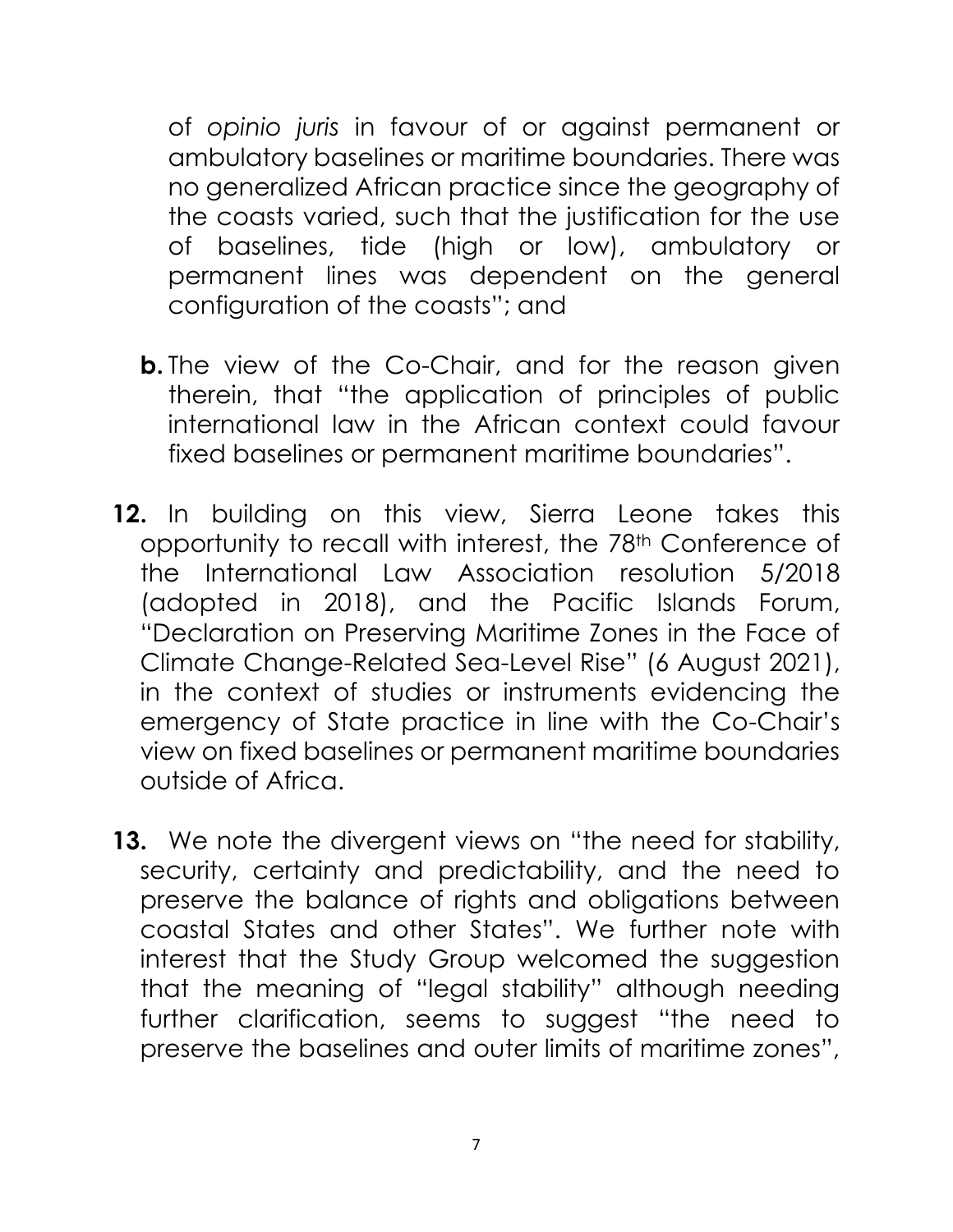of *opinio juris* in favour of or against permanent or ambulatory baselines or maritime boundaries. There was no generalized African practice since the geography of the coasts varied, such that the justification for the use of baselines, tide (high or low), ambulatory or permanent lines was dependent on the general configuration of the coasts"; and

**b.** The view of the Co-Chair, and for the reason given therein, that "the application of principles of public international law in the African context could favour fixed baselines or permanent maritime boundaries".

**12.** In building on this view, Sierra Leone takes this opportunity to recall with interest, the 78th Conference of the International Law Association resolution 5/2018 (adopted in 2018), and the Pacific Islands Forum, "Declaration on Preserving Maritime Zones in the Face of Climate Change-Related Sea-Level Rise" (6 August 2021), in the context of studies or instruments evidencing the emergency of State practice in line with the Co-Chair's view on fixed baselines or permanent maritime boundaries outside of Africa.

**13.** We note the divergent views on "the need for stability, security, certainty and predictability, and the need to preserve the balance of rights and obligations between coastal States and other States". We further note with interest that the Study Group welcomed the suggestion that the meaning of "legal stability" although needing further clarification, seems to suggest "the need to preserve the baselines and outer limits of maritime zones",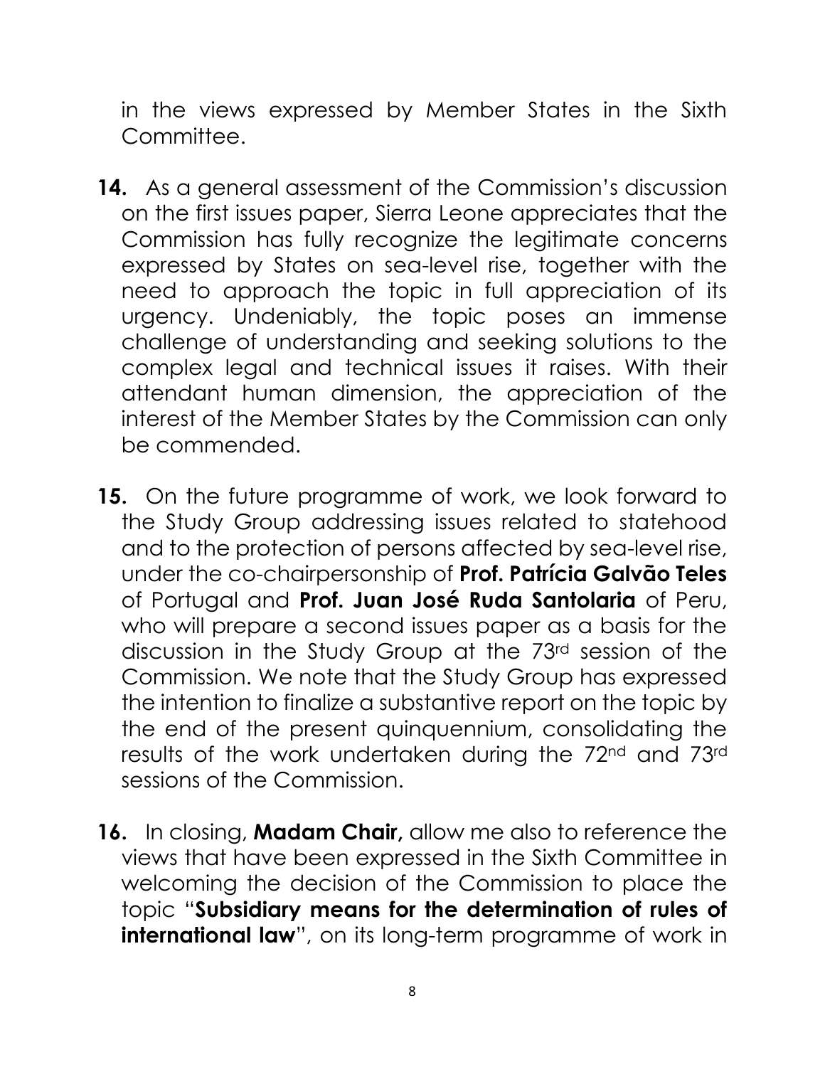in the views expressed by Member States in the Sixth Committee.

**14.** As a general assessment of the Commission's discussion on the first issues paper, Sierra Leone appreciates that the Commission has fully recognize the legitimate concerns expressed by States on sea-level rise, together with the need to approach the topic in full appreciation of its urgency. Undeniably, the topic poses an immense challenge of understanding and seeking solutions to the complex legal and technical issues it raises. With their attendant human dimension, the appreciation of the interest of the Member States by the Commission can only be commended.

**15.** On the future programme of work, we look forward to the Study Group addressing issues related to statehood and to the protection of persons affected by sea-level rise, under the co-chairpersonship of **Prof. Patrícia Galvão Teles** of Portugal and **Prof. Juan José Ruda Santolaria** of Peru, who will prepare a second issues paper as a basis for the discussion in the Study Group at the 73rd session of the Commission. We note that the Study Group has expressed the intention to finalize a substantive report on the topic by the end of the present quinquennium, consolidating the results of the work undertaken during the 72nd and 73rd sessions of the Commission.

**16.** In closing, **Madam Chair,** allow me also to reference the views that have been expressed in the Sixth Committee in welcoming the decision of the Commission to place the topic "**Subsidiary means for the determination of rules of international law**", on its long-term programme of work in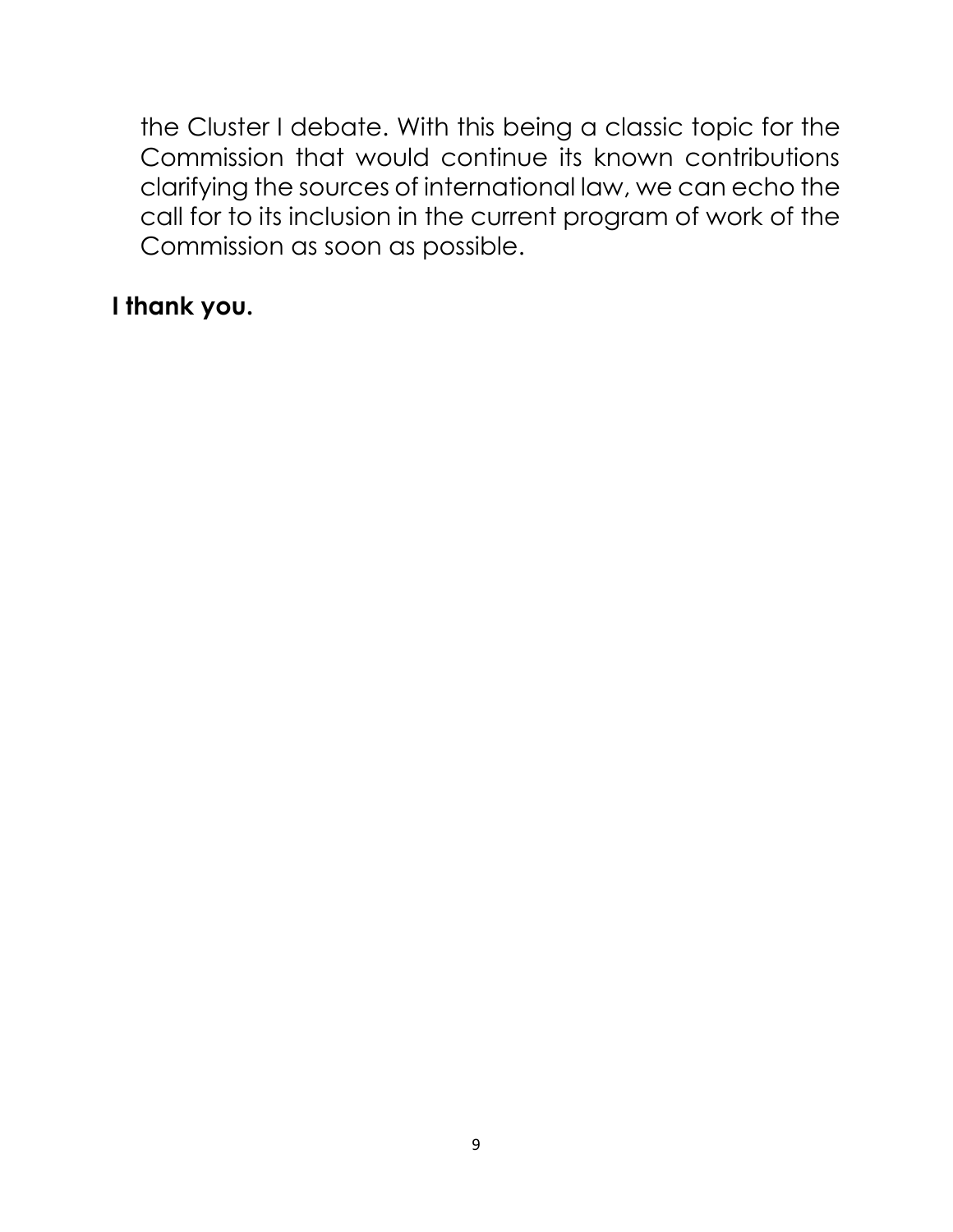the Cluster I debate. With this being a classic topic for the Commission that would continue its known contributions clarifying the sources of international law, we can echo the call for to its inclusion in the current program of work of the Commission as soon as possible.

**I thank you.**